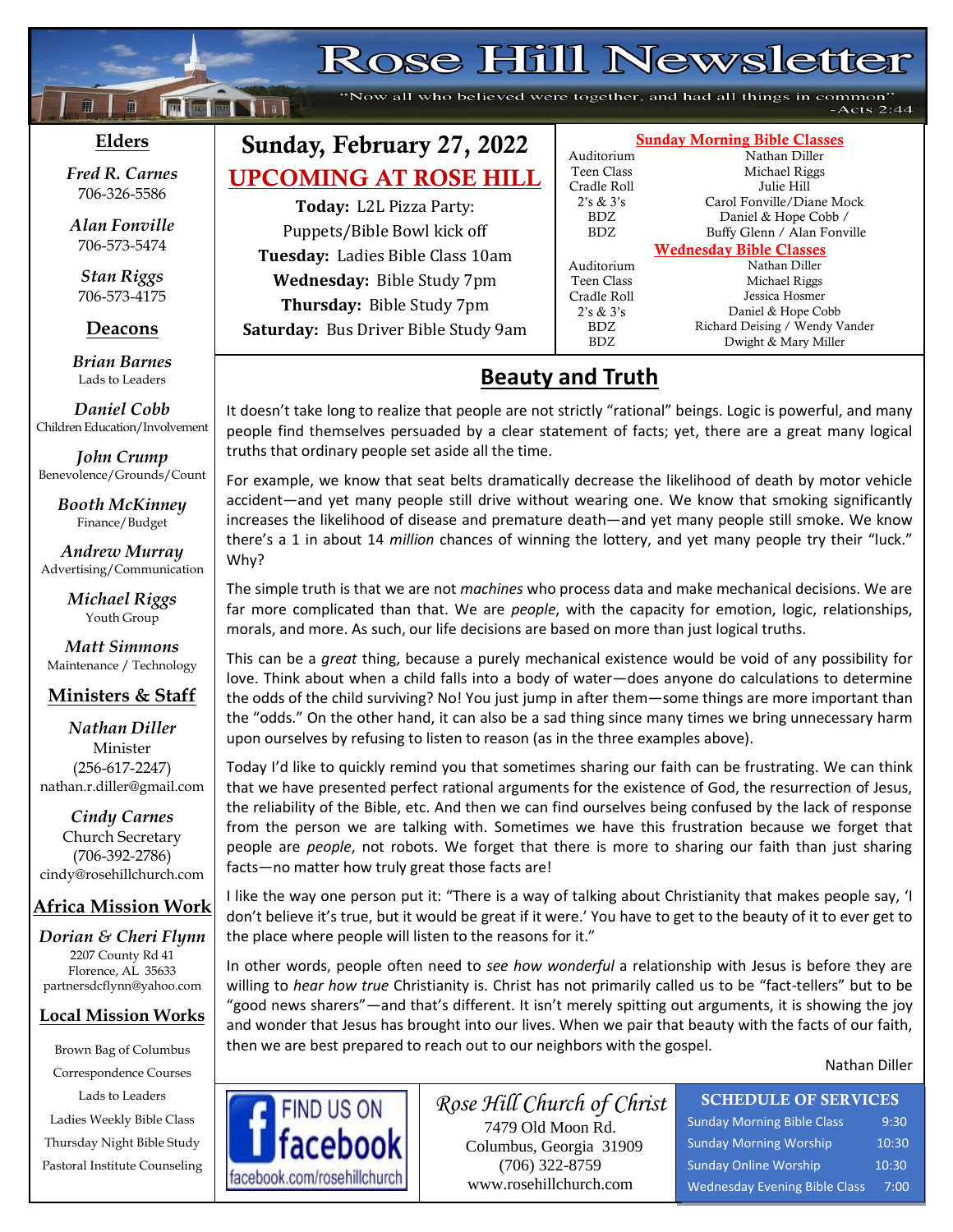# Rose Hill Newsletter

"Now all who believed were together, and had all things in common"
-Acts 2:44

## Sunday, February 27, 2022

## UPCOMING AT ROSE HILL

**Today:** L2L Pizza Party: Puppets/Bible Bowl kick off
**Tuesday:** Ladies Bible Class 10am
**Wednesday:** Bible Study 7pm
**Thursday:** Bible Study 7pm
**Saturday:** Bus Driver Bible Study 9am

### Sunday Morning Bible Classes

| | |
|---|---|
| Auditorium | Nathan Diller |
| Teen Class | Michael Riggs |
| Cradle Roll | Julie Hill |
| 2's & 3's | Carol Fonville/Diane Mock |
| BDZ | Daniel & Hope Cobb / |
| BDZ | Buffy Glenn / Alan Fonville |

### Wednesday Bible Classes

| | |
|---|---|
| Auditorium | Nathan Diller |
| Teen Class | Michael Riggs |
| Cradle Roll | Jessica Hosmer |
| 2's & 3's | Daniel & Hope Cobb |
| BDZ | Richard Deising / Wendy Vander |
| BDZ | Dwight & Mary Miller |

## Beauty and Truth

It doesn't take long to realize that people are not strictly "rational" beings. Logic is powerful, and many people find themselves persuaded by a clear statement of facts; yet, there are a great many logical truths that ordinary people set aside all the time.

For example, we know that seat belts dramatically decrease the likelihood of death by motor vehicle accident—and yet many people still drive without wearing one. We know that smoking significantly increases the likelihood of disease and premature death—and yet many people still smoke. We know there's a 1 in about 14 *million* chances of winning the lottery, and yet many people try their "luck." Why?

The simple truth is that we are not *machines* who process data and make mechanical decisions. We are far more complicated than that. We are *people*, with the capacity for emotion, logic, relationships, morals, and more. As such, our life decisions are based on more than just logical truths.

This can be a *great* thing, because a purely mechanical existence would be void of any possibility for love. Think about when a child falls into a body of water—does anyone do calculations to determine the odds of the child surviving? No! You just jump in after them—some things are more important than the "odds." On the other hand, it can also be a sad thing since many times we bring unnecessary harm upon ourselves by refusing to listen to reason (as in the three examples above).

Today I'd like to quickly remind you that sometimes sharing our faith can be frustrating. We can think that we have presented perfect rational arguments for the existence of God, the resurrection of Jesus, the reliability of the Bible, etc. And then we can find ourselves being confused by the lack of response from the person we are talking with. Sometimes we have this frustration because we forget that people are *people*, not robots. We forget that there is more to sharing our faith than just sharing facts—no matter how truly great those facts are!

I like the way one person put it: "There is a way of talking about Christianity that makes people say, 'I don't believe it's true, but it would be great if it were.' You have to get to the beauty of it to ever get to the place where people will listen to the reasons for it."

In other words, people often need to *see how wonderful* a relationship with Jesus is before they are willing to *hear how true* Christianity is. Christ has not primarily called us to be "fact-tellers" but to be "good news sharers"—and that's different. It isn't merely spitting out arguments, it is showing the joy and wonder that Jesus has brought into our lives. When we pair that beauty with the facts of our faith, then we are best prepared to reach out to our neighbors with the gospel.

Nathan Diller

### Elders

*Fred R. Carnes*
706-326-5586

*Alan Fonville*
706-573-5474

*Stan Riggs*
706-573-4175

### Deacons

*Brian Barnes*
Lads to Leaders

*Daniel Cobb*
Children Education/Involvement

*John Crump*
Benevolence/Grounds/Count

*Booth McKinney*
Finance/Budget

*Andrew Murray*
Advertising/Communication

*Michael Riggs*
Youth Group

*Matt Simmons*
Maintenance / Technology

### Ministers & Staff

*Nathan Diller*
Minister
(256-617-2247)
nathan.r.diller@gmail.com

*Cindy Carnes*
Church Secretary
(706-392-2786)
cindy@rosehillchurch.com

### Africa Mission Work

*Dorian & Cheri Flynn*
2207 County Rd 41
Florence, AL 35633
partnersdcflynn@yahoo.com

### Local Mission Works

Brown Bag of Columbus
Correspondence Courses
Lads to Leaders
Ladies Weekly Bible Class
Thursday Night Bible Study
Pastoral Institute Counseling

FIND US ON facebook
facebook.com/rosehillchurch

*Rose Hill Church of Christ*
7479 Old Moon Rd.
Columbus, Georgia 31909
(706) 322-8759
www.rosehillchurch.com

### SCHEDULE OF SERVICES

| | |
|---|---|
| Sunday Morning Bible Class | 9:30 |
| Sunday Morning Worship | 10:30 |
| Sunday Online Worship | 10:30 |
| Wednesday Evening Bible Class | 7:00 |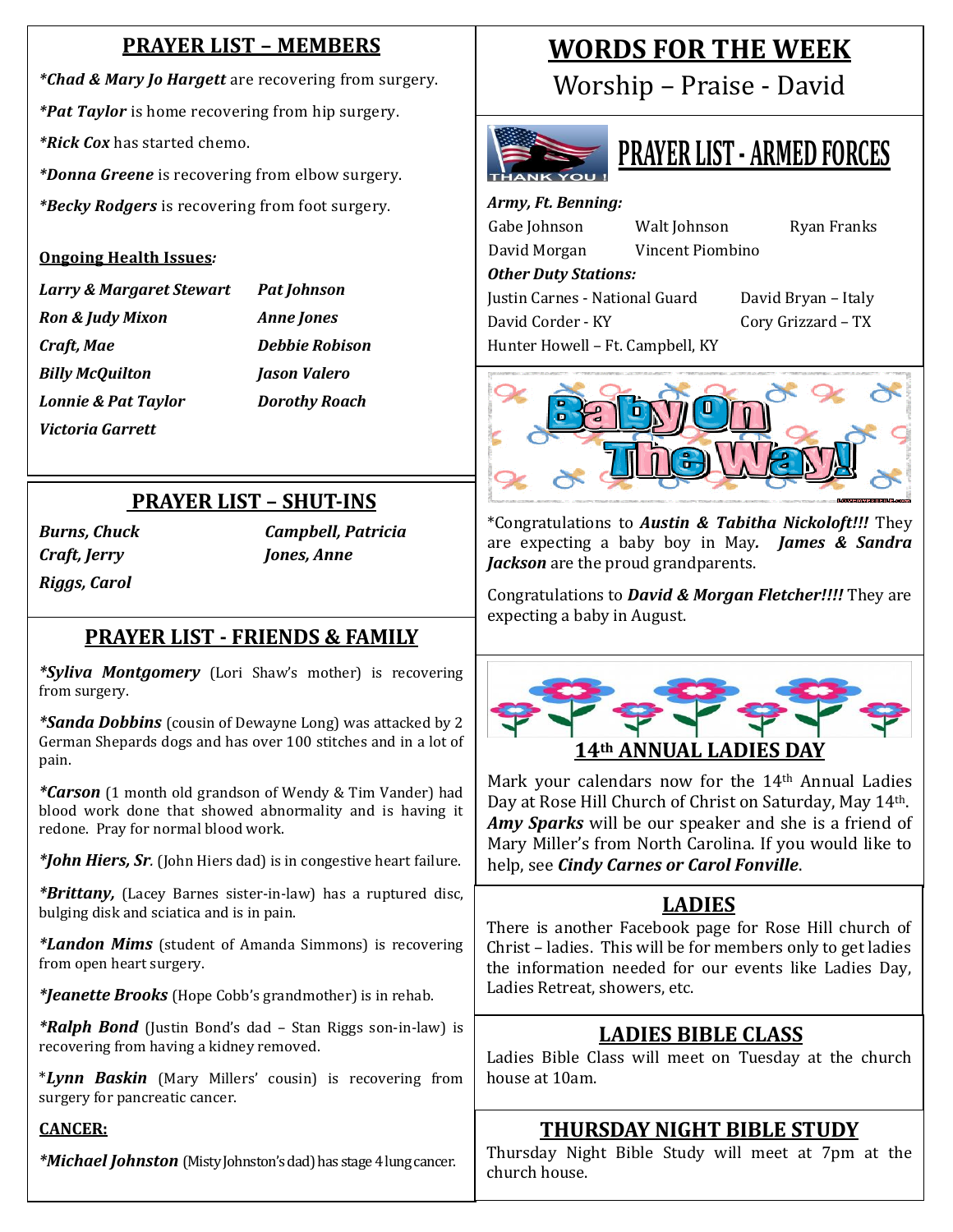## PRAYER LIST – MEMBERS

***Chad & Mary Jo Hargett** are recovering from surgery.

***Pat Taylor** is home recovering from hip surgery.

***Rick Cox** has started chemo.

***Donna Greene** is recovering from elbow surgery.

***Becky Rodgers** is recovering from foot surgery.

**Ongoing Health Issues***:*

| | |
|---|---|
| ***Larry & Margaret Stewart*** | ***Pat Johnson*** |
| ***Ron & Judy Mixon*** | ***Anne Jones*** |
| ***Craft, Mae*** | ***Debbie Robison*** |
| ***Billy McQuilton*** | ***Jason Valero*** |
| ***Lonnie & Pat Taylor*** | ***Dorothy Roach*** |
| ***Victoria Garrett*** | |

## PRAYER LIST – SHUT-INS

| | |
|---|---|
| ***Burns, Chuck*** | ***Campbell, Patricia*** |
| ***Craft, Jerry*** | ***Jones, Anne*** |
| ***Riggs, Carol*** | |

## PRAYER LIST - FRIENDS & FAMILY

***Syliva Montgomery** (Lori Shaw's mother) is recovering from surgery.

***Sanda Dobbins** (cousin of Dewayne Long) was attacked by 2 German Shepards dogs and has over 100 stitches and in a lot of pain.

***Carson** (1 month old grandson of Wendy & Tim Vander) had blood work done that showed abnormality and is having it redone. Pray for normal blood work.

***John Hiers, Sr**. (John Hiers dad) is in congestive heart failure.

***Brittany,** (Lacey Barnes sister-in-law) has a ruptured disc, bulging disk and sciatica and is in pain.

***Landon Mims** (student of Amanda Simmons) is recovering from open heart surgery.

***Jeanette Brooks** (Hope Cobb's grandmother) is in rehab.

***Ralph Bond** (Justin Bond's dad – Stan Riggs son-in-law) is recovering from having a kidney removed.

**Lynn Baskin** (Mary Millers' cousin) is recovering from surgery for pancreatic cancer.

**CANCER:**

***Michael Johnston** (Misty Johnston's dad) has stage 4 lung cancer.

## WORDS FOR THE WEEK

Worship – Praise - David

## PRAYER LIST - ARMED FORCES

***Army, Ft. Benning:***

| | | |
|---|---|---|
| Gabe Johnson | Walt Johnson | Ryan Franks |
| David Morgan | Vincent Piombino | |

***Other Duty Stations:***

| | |
|---|---|
| Justin Carnes - National Guard | David Bryan – Italy |
| David Corder - KY | Cory Grizzard – TX |
| Hunter Howell – Ft. Campbell, KY | |

## Baby On The Way!

*Congratulations to ***Austin & Tabitha Nickoloft!!!*** They are expecting a baby boy in May. ***James & Sandra Jackson*** are the proud grandparents.

Congratulations to ***David & Morgan Fletcher!!!!*** They are expecting a baby in August.

## 14th ANNUAL LADIES DAY

Mark your calendars now for the 14th Annual Ladies Day at Rose Hill Church of Christ on Saturday, May 14th. ***Amy Sparks*** will be our speaker and she is a friend of Mary Miller's from North Carolina. If you would like to help, see ***Cindy Carnes or Carol Fonville***.

## LADIES

There is another Facebook page for Rose Hill church of Christ – ladies. This will be for members only to get ladies the information needed for our events like Ladies Day, Ladies Retreat, showers, etc.

## LADIES BIBLE CLASS

Ladies Bible Class will meet on Tuesday at the church house at 10am.

## THURSDAY NIGHT BIBLE STUDY

Thursday Night Bible Study will meet at 7pm at the church house.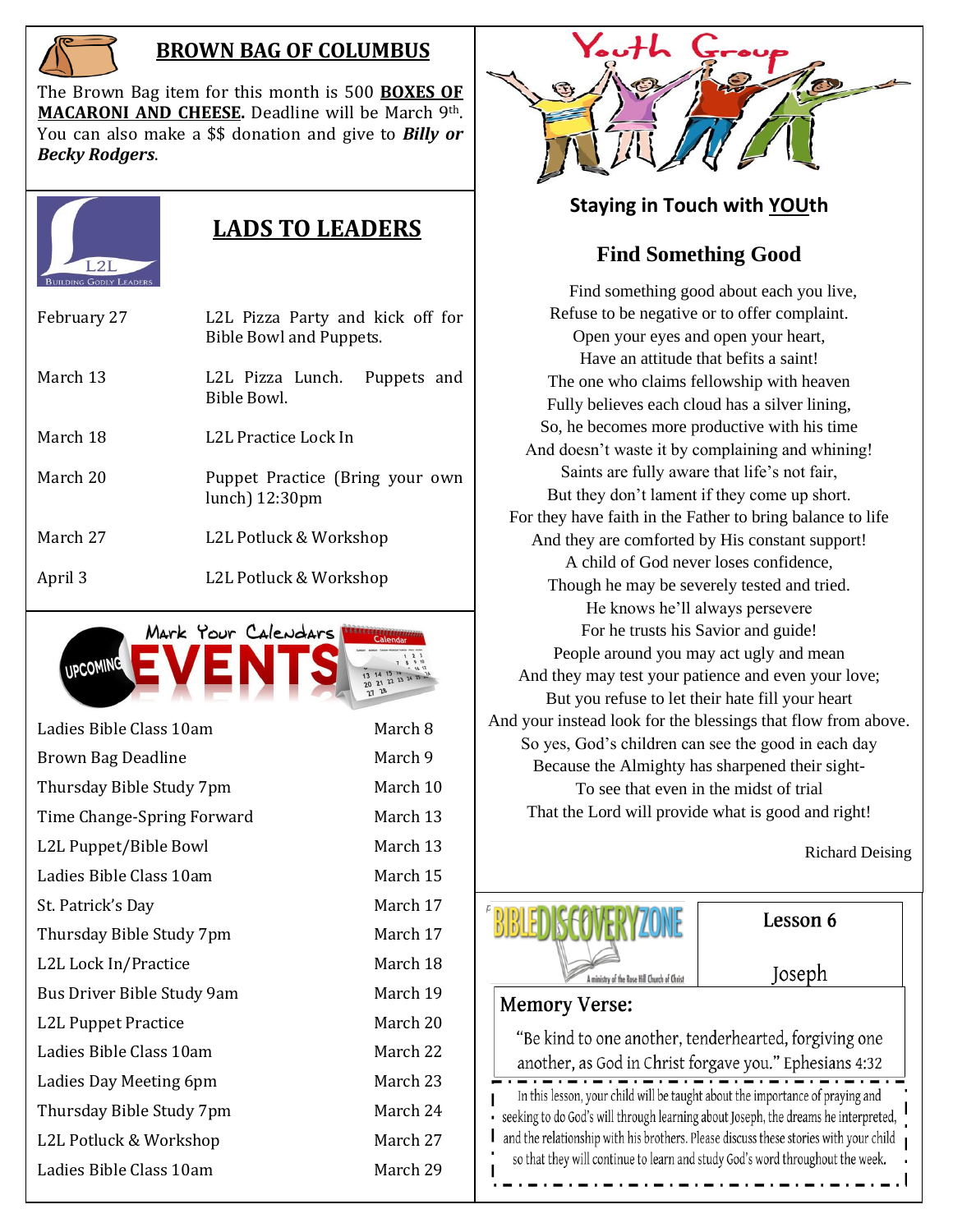## BROWN BAG OF COLUMBUS

The Brown Bag item for this month is 500 **BOXES OF MACARONI AND CHEESE.** Deadline will be March 9th. You can also make a $$ donation and give to ***Billy or Becky Rodgers***.

## LADS TO LEADERS

L2L
Building Godly Leaders

| | |
|---|---|
| February 27 | L2L Pizza Party and kick off for Bible Bowl and Puppets. |
| March 13 | L2L Pizza Lunch. Puppets and Bible Bowl. |
| March 18 | L2L Practice Lock In |
| March 20 | Puppet Practice (Bring your own lunch) 12:30pm |
| March 27 | L2L Potluck & Workshop |
| April 3 | L2L Potluck & Workshop |

## Mark Your Calendars — UPCOMING EVENTS

| | |
|---|---|
| Ladies Bible Class 10am | March 8 |
| Brown Bag Deadline | March 9 |
| Thursday Bible Study 7pm | March 10 |
| Time Change-Spring Forward | March 13 |
| L2L Puppet/Bible Bowl | March 13 |
| Ladies Bible Class 10am | March 15 |
| St. Patrick's Day | March 17 |
| Thursday Bible Study 7pm | March 17 |
| L2L Lock In/Practice | March 18 |
| Bus Driver Bible Study 9am | March 19 |
| L2L Puppet Practice | March 20 |
| Ladies Bible Class 10am | March 22 |
| Ladies Day Meeting 6pm | March 23 |
| Thursday Bible Study 7pm | March 24 |
| L2L Potluck & Workshop | March 27 |
| Ladies Bible Class 10am | March 29 |

## Youth Group

### Staying in Touch with YOUth

### Find Something Good

Find something good about each you live,
Refuse to be negative or to offer complaint.
Open your eyes and open your heart,
Have an attitude that befits a saint!
The one who claims fellowship with heaven
Fully believes each cloud has a silver lining,
So, he becomes more productive with his time
And doesn't waste it by complaining and whining!
Saints are fully aware that life's not fair,
But they don't lament if they come up short.
For they have faith in the Father to bring balance to life
And they are comforted by His constant support!
A child of God never loses confidence,
Though he may be severely tested and tried.
He knows he'll always persevere
For he trusts his Savior and guide!
People around you may act ugly and mean
And they may test your patience and even your love;
But you refuse to let their hate fill your heart
And your instead look for the blessings that flow from above.
So yes, God's children can see the good in each day
Because the Almighty has sharpened their sight-
To see that even in the midst of trial
That the Lord will provide what is good and right!

Richard Deising

## BIBLE DISCOVERY ZONE

A ministry of the Rose Hill Church of Christ

**Lesson 6**

Joseph

**Memory Verse:**

"Be kind to one another, tenderhearted, forgiving one another, as God in Christ forgave you." Ephesians 4:32

In this lesson, your child will be taught about the importance of praying and seeking to do God's will through learning about Joseph, the dreams he interpreted, and the relationship with his brothers. Please discuss these stories with your child so that they will continue to learn and study God's word throughout the week.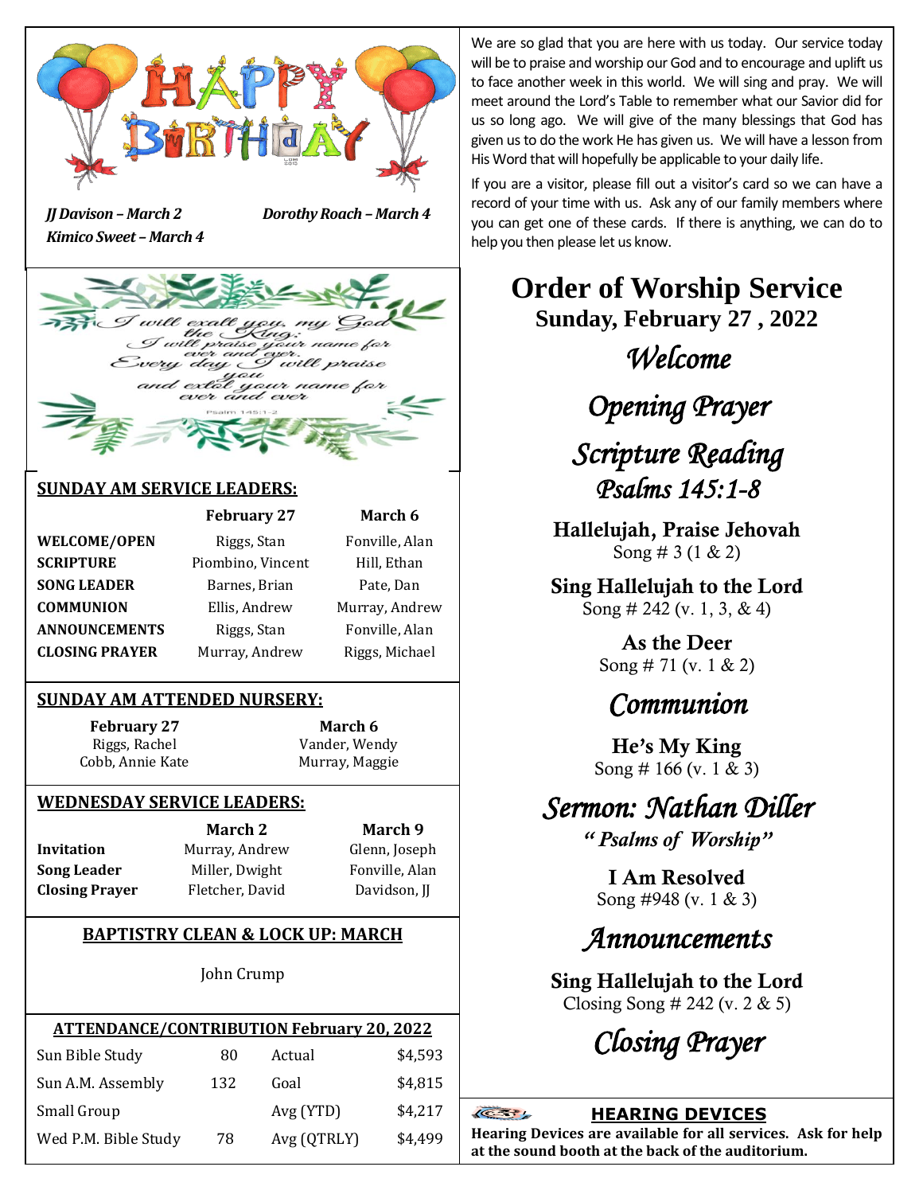HAPPY BIRTHDAY

*JJ Davison – March 2* *Dorothy Roach – March 4*
*Kimico Sweet – March 4*

I will exalt you, my God the King; I will praise your name for ever and ever. Every day I will praise you and extol your name for ever and ever

Psalm 145:1-2

## SUNDAY AM SERVICE LEADERS:

| | February 27 | March 6 |
|---|---|---|
| **WELCOME/OPEN** | Riggs, Stan | Fonville, Alan |
| **SCRIPTURE** | Piombino, Vincent | Hill, Ethan |
| **SONG LEADER** | Barnes, Brian | Pate, Dan |
| **COMMUNION** | Ellis, Andrew | Murray, Andrew |
| **ANNOUNCEMENTS** | Riggs, Stan | Fonville, Alan |
| **CLOSING PRAYER** | Murray, Andrew | Riggs, Michael |

## SUNDAY AM ATTENDED NURSERY:

| February 27 | March 6 |
|---|---|
| Riggs, Rachel | Vander, Wendy |
| Cobb, Annie Kate | Murray, Maggie |

## WEDNESDAY SERVICE LEADERS:

| | March 2 | March 9 |
|---|---|---|
| **Invitation** | Murray, Andrew | Glenn, Joseph |
| **Song Leader** | Miller, Dwight | Fonville, Alan |
| **Closing Prayer** | Fletcher, David | Davidson, JJ |

## BAPTISTRY CLEAN & LOCK UP: MARCH

John Crump

## ATTENDANCE/CONTRIBUTION February 20, 2022

| | | | |
|---|---|---|---|
| Sun Bible Study | 80 | Actual | $4,593 |
| Sun A.M. Assembly | 132 | Goal | $4,815 |
| Small Group | | Avg (YTD) | $4,217 |
| Wed P.M. Bible Study | 78 | Avg (QTRLY) | $4,499 |

We are so glad that you are here with us today. Our service today will be to praise and worship our God and to encourage and uplift us to face another week in this world. We will sing and pray. We will meet around the Lord's Table to remember what our Savior did for us so long ago. We will give of the many blessings that God has given us to do the work He has given us. We will have a lesson from His Word that will hopefully be applicable to your daily life.

If you are a visitor, please fill out a visitor's card so we can have a record of your time with us. Ask any of our family members where you can get one of these cards. If there is anything, we can do to help you then please let us know.

# Order of Worship Service
## Sunday, February 27 , 2022

*Welcome*

*Opening Prayer*

*Scripture Reading*
*Psalms 145:1-8*

**Hallelujah, Praise Jehovah**
Song # 3 (1 & 2)

**Sing Hallelujah to the Lord**
Song # 242 (v. 1, 3, & 4)

**As the Deer**
Song # 71 (v. 1 & 2)

*Communion*

**He's My King**
Song # 166 (v. 1 & 3)

*Sermon: Nathan Diller*
*" Psalms of Worship"*

**I Am Resolved**
Song #948 (v. 1 & 3)

*Announcements*

**Sing Hallelujah to the Lord**
Closing Song # 242 (v. 2 & 5)

*Closing Prayer*

## HEARING DEVICES

**Hearing Devices are available for all services. Ask for help at the sound booth at the back of the auditorium.**